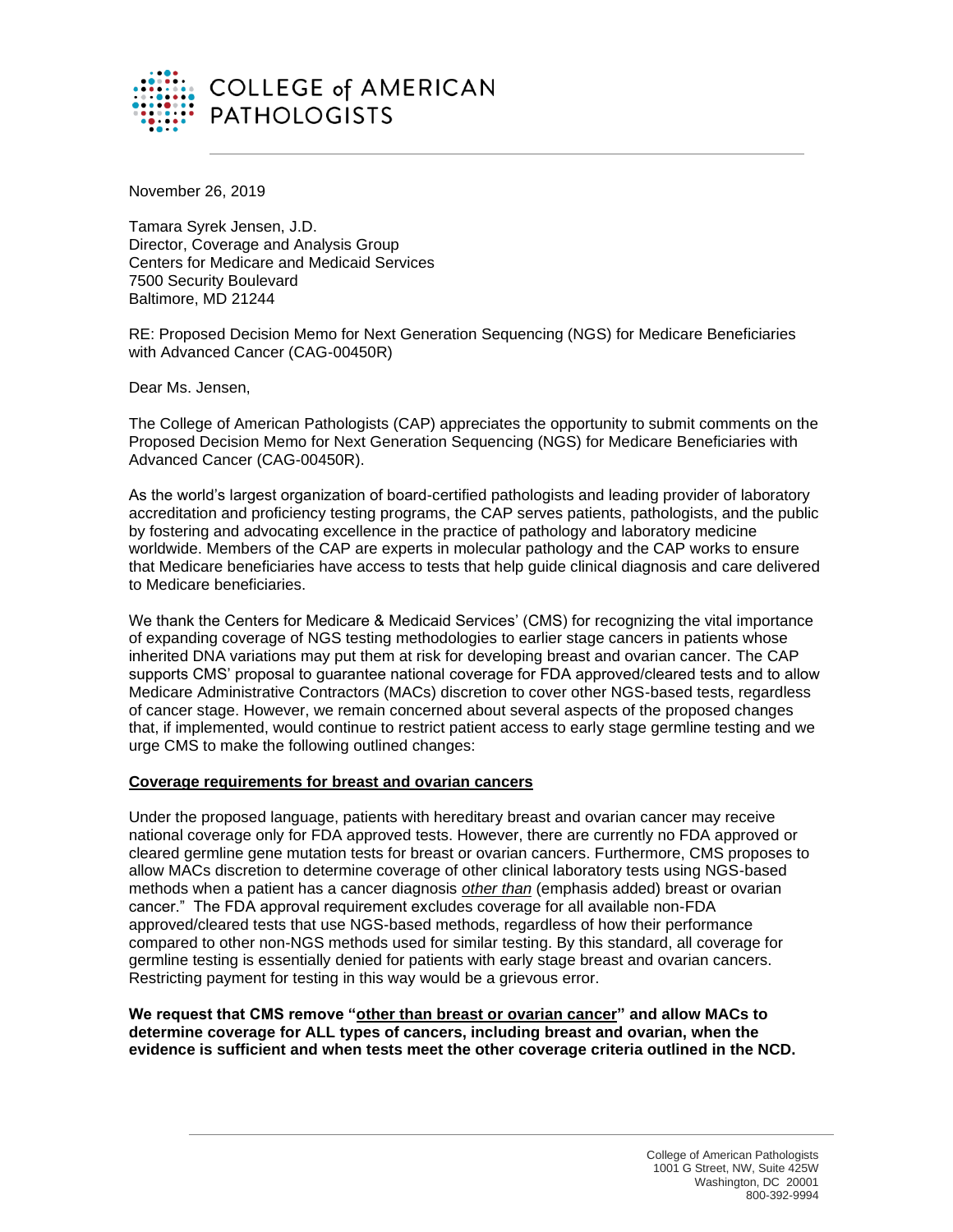COLLEGE of AMERICAN PATHOLOGISTS

November 26, 2019

Tamara Syrek Jensen, J.D.
Director, Coverage and Analysis Group
Centers for Medicare and Medicaid Services
7500 Security Boulevard
Baltimore, MD 21244

RE: Proposed Decision Memo for Next Generation Sequencing (NGS) for Medicare Beneficiaries with Advanced Cancer (CAG-00450R)

Dear Ms. Jensen,

The College of American Pathologists (CAP) appreciates the opportunity to submit comments on the Proposed Decision Memo for Next Generation Sequencing (NGS) for Medicare Beneficiaries with Advanced Cancer (CAG-00450R).

As the world's largest organization of board-certified pathologists and leading provider of laboratory accreditation and proficiency testing programs, the CAP serves patients, pathologists, and the public by fostering and advocating excellence in the practice of pathology and laboratory medicine worldwide. Members of the CAP are experts in molecular pathology and the CAP works to ensure that Medicare beneficiaries have access to tests that help guide clinical diagnosis and care delivered to Medicare beneficiaries.

We thank the Centers for Medicare & Medicaid Services' (CMS) for recognizing the vital importance of expanding coverage of NGS testing methodologies to earlier stage cancers in patients whose inherited DNA variations may put them at risk for developing breast and ovarian cancer. The CAP supports CMS' proposal to guarantee national coverage for FDA approved/cleared tests and to allow Medicare Administrative Contractors (MACs) discretion to cover other NGS-based tests, regardless of cancer stage. However, we remain concerned about several aspects of the proposed changes that, if implemented, would continue to restrict patient access to early stage germline testing and we urge CMS to make the following outlined changes:

<u>**Coverage requirements for breast and ovarian cancers**</u>

Under the proposed language, patients with hereditary breast and ovarian cancer may receive national coverage only for FDA approved tests. However, there are currently no FDA approved or cleared germline gene mutation tests for breast or ovarian cancers. Furthermore, CMS proposes to allow MACs discretion to determine coverage of other clinical laboratory tests using NGS-based methods when a patient has a cancer diagnosis <u>*other than*</u> (emphasis added) breast or ovarian cancer." The FDA approval requirement excludes coverage for all available non-FDA approved/cleared tests that use NGS-based methods, regardless of how their performance compared to other non-NGS methods used for similar testing. By this standard, all coverage for germline testing is essentially denied for patients with early stage breast and ovarian cancers. Restricting payment for testing in this way would be a grievous error.

**We request that CMS remove "<u>other than breast or ovarian cancer</u>" and allow MACs to determine coverage for ALL types of cancers, including breast and ovarian, when the evidence is sufficient and when tests meet the other coverage criteria outlined in the NCD.**

College of American Pathologists
1001 G Street, NW, Suite 425W
Washington, DC 20001
800-392-9994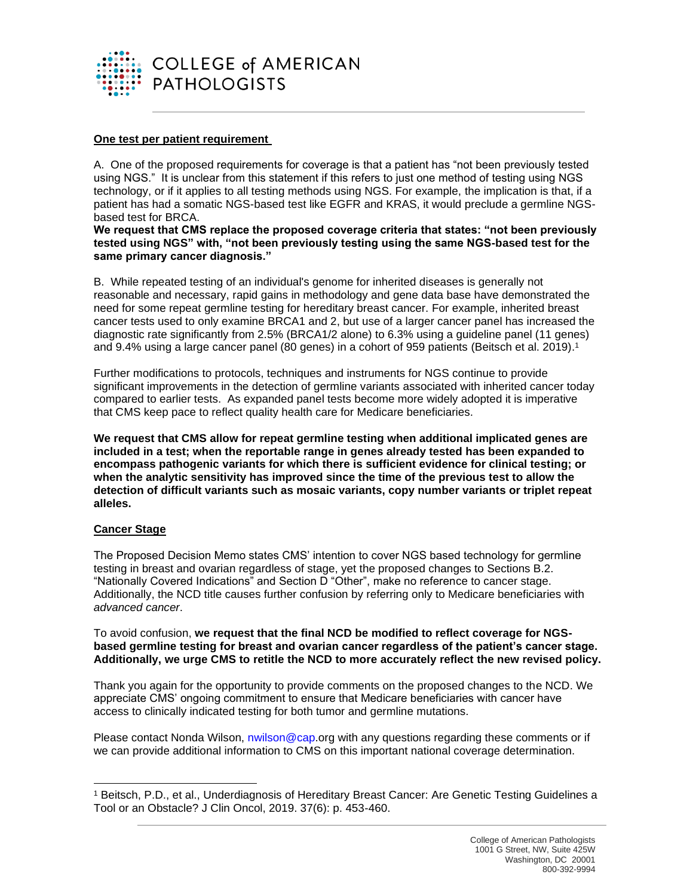**One test per patient requirement**

A. One of the proposed requirements for coverage is that a patient has "not been previously tested using NGS." It is unclear from this statement if this refers to just one method of testing using NGS technology, or if it applies to all testing methods using NGS. For example, the implication is that, if a patient has had a somatic NGS-based test like EGFR and KRAS, it would preclude a germline NGS-based test for BRCA.
**We request that CMS replace the proposed coverage criteria that states: "not been previously tested using NGS" with, "not been previously testing using the same NGS-based test for the same primary cancer diagnosis."**

B. While repeated testing of an individual's genome for inherited diseases is generally not reasonable and necessary, rapid gains in methodology and gene data base have demonstrated the need for some repeat germline testing for hereditary breast cancer. For example, inherited breast cancer tests used to only examine BRCA1 and 2, but use of a larger cancer panel has increased the diagnostic rate significantly from 2.5% (BRCA1/2 alone) to 6.3% using a guideline panel (11 genes) and 9.4% using a large cancer panel (80 genes) in a cohort of 959 patients (Beitsch et al. 2019).[1]

Further modifications to protocols, techniques and instruments for NGS continue to provide significant improvements in the detection of germline variants associated with inherited cancer today compared to earlier tests. As expanded panel tests become more widely adopted it is imperative that CMS keep pace to reflect quality health care for Medicare beneficiaries.

**We request that CMS allow for repeat germline testing when additional implicated genes are included in a test; when the reportable range in genes already tested has been expanded to encompass pathogenic variants for which there is sufficient evidence for clinical testing; or when the analytic sensitivity has improved since the time of the previous test to allow the detection of difficult variants such as mosaic variants, copy number variants or triplet repeat alleles.**

**Cancer Stage**

The Proposed Decision Memo states CMS' intention to cover NGS based technology for germline testing in breast and ovarian regardless of stage, yet the proposed changes to Sections B.2. "Nationally Covered Indications" and Section D "Other", make no reference to cancer stage. Additionally, the NCD title causes further confusion by referring only to Medicare beneficiaries with *advanced cancer*.

To avoid confusion, **we request that the final NCD be modified to reflect coverage for NGS-based germline testing for breast and ovarian cancer regardless of the patient's cancer stage. Additionally, we urge CMS to retitle the NCD to more accurately reflect the new revised policy.**

Thank you again for the opportunity to provide comments on the proposed changes to the NCD. We appreciate CMS' ongoing commitment to ensure that Medicare beneficiaries with cancer have access to clinically indicated testing for both tumor and germline mutations.

Please contact Nonda Wilson, nwilson@cap.org with any questions regarding these comments or if we can provide additional information to CMS on this important national coverage determination.

---

[1] Beitsch, P.D., et al., Underdiagnosis of Hereditary Breast Cancer: Are Genetic Testing Guidelines a Tool or an Obstacle? J Clin Oncol, 2019. 37(6): p. 453-460.

College of American Pathologists
1001 G Street, NW, Suite 425W
Washington, DC 20001
800-392-9994